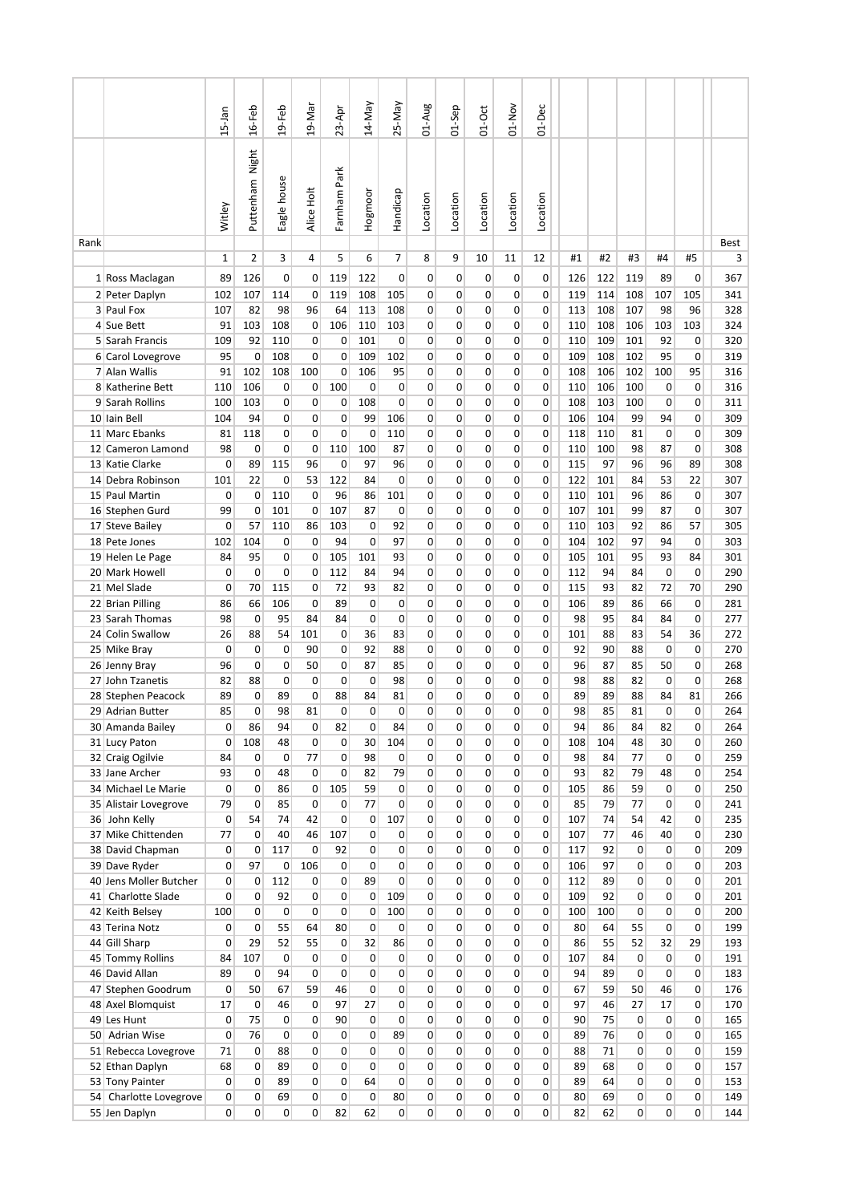| Rank | | 15-Jan | 16-Feb | 19-Feb | 19-Mar | 23-Apr | 14-May | 25-May | 01-Aug | 01-Sep | 01-Oct | 01-Nov | 01-Dec | #1 | #2 | #3 | #4 | #5 | Best |
|---|---|---|---|---|---|---|---|---|---|---|---|---|---|---|---|---|---|---|---|
| | | Witley | Puttenham Night | Eagle house | Alice Holt | Farnham Park | Hogmoor | Handicap | Location | Location | Location | Location | Location | | | | | | |
| | | 1 | 2 | 3 | 4 | 5 | 6 | 7 | 8 | 9 | 10 | 11 | 12 | | | | | | 3 |
| 1 | Ross Maclagan | 89 | 126 | 0 | 0 | 119 | 122 | 0 | 0 | 0 | 0 | 0 | 0 | 126 | 122 | 119 | 89 | 0 | 367 |
| 2 | Peter Daplyn | 102 | 107 | 114 | 0 | 119 | 108 | 105 | 0 | 0 | 0 | 0 | 0 | 119 | 114 | 108 | 107 | 105 | 341 |
| 3 | Paul Fox | 107 | 82 | 98 | 96 | 64 | 113 | 108 | 0 | 0 | 0 | 0 | 0 | 113 | 108 | 107 | 98 | 96 | 328 |
| 4 | Sue Bett | 91 | 103 | 108 | 0 | 106 | 110 | 103 | 0 | 0 | 0 | 0 | 0 | 110 | 108 | 106 | 103 | 103 | 324 |
| 5 | Sarah Francis | 109 | 92 | 110 | 0 | 0 | 101 | 0 | 0 | 0 | 0 | 0 | 0 | 110 | 109 | 101 | 92 | 0 | 320 |
| 6 | Carol Lovegrove | 95 | 0 | 108 | 0 | 0 | 109 | 102 | 0 | 0 | 0 | 0 | 0 | 109 | 108 | 102 | 95 | 0 | 319 |
| 7 | Alan Wallis | 91 | 102 | 108 | 100 | 0 | 106 | 95 | 0 | 0 | 0 | 0 | 0 | 108 | 106 | 102 | 100 | 95 | 316 |
| 8 | Katherine Bett | 110 | 106 | 0 | 0 | 100 | 0 | 0 | 0 | 0 | 0 | 0 | 0 | 110 | 106 | 100 | 0 | 0 | 316 |
| 9 | Sarah Rollins | 100 | 103 | 0 | 0 | 0 | 108 | 0 | 0 | 0 | 0 | 0 | 0 | 108 | 103 | 100 | 0 | 0 | 311 |
| 10 | Iain Bell | 104 | 94 | 0 | 0 | 0 | 99 | 106 | 0 | 0 | 0 | 0 | 0 | 106 | 104 | 99 | 94 | 0 | 309 |
| 11 | Marc Ebanks | 81 | 118 | 0 | 0 | 0 | 0 | 110 | 0 | 0 | 0 | 0 | 0 | 118 | 110 | 81 | 0 | 0 | 309 |
| 12 | Cameron Lamond | 98 | 0 | 0 | 0 | 110 | 100 | 87 | 0 | 0 | 0 | 0 | 0 | 110 | 100 | 98 | 87 | 0 | 308 |
| 13 | Katie Clarke | 0 | 89 | 115 | 96 | 0 | 97 | 96 | 0 | 0 | 0 | 0 | 0 | 115 | 97 | 96 | 96 | 89 | 308 |
| 14 | Debra Robinson | 101 | 22 | 0 | 53 | 122 | 84 | 0 | 0 | 0 | 0 | 0 | 0 | 122 | 101 | 84 | 53 | 22 | 307 |
| 15 | Paul Martin | 0 | 0 | 110 | 0 | 96 | 86 | 101 | 0 | 0 | 0 | 0 | 0 | 110 | 101 | 96 | 86 | 0 | 307 |
| 16 | Stephen Gurd | 99 | 0 | 101 | 0 | 107 | 87 | 0 | 0 | 0 | 0 | 0 | 0 | 107 | 101 | 99 | 87 | 0 | 307 |
| 17 | Steve Bailey | 0 | 57 | 110 | 86 | 103 | 0 | 92 | 0 | 0 | 0 | 0 | 0 | 110 | 103 | 92 | 86 | 57 | 305 |
| 18 | Pete Jones | 102 | 104 | 0 | 0 | 94 | 0 | 97 | 0 | 0 | 0 | 0 | 0 | 104 | 102 | 97 | 94 | 0 | 303 |
| 19 | Helen Le Page | 84 | 95 | 0 | 0 | 105 | 101 | 93 | 0 | 0 | 0 | 0 | 0 | 105 | 101 | 95 | 93 | 84 | 301 |
| 20 | Mark Howell | 0 | 0 | 0 | 0 | 112 | 84 | 94 | 0 | 0 | 0 | 0 | 0 | 112 | 94 | 84 | 0 | 0 | 290 |
| 21 | Mel Slade | 0 | 70 | 115 | 0 | 72 | 93 | 82 | 0 | 0 | 0 | 0 | 0 | 115 | 93 | 82 | 72 | 70 | 290 |
| 22 | Brian Pilling | 86 | 66 | 106 | 0 | 89 | 0 | 0 | 0 | 0 | 0 | 0 | 0 | 106 | 89 | 86 | 66 | 0 | 281 |
| 23 | Sarah Thomas | 98 | 0 | 95 | 84 | 84 | 0 | 0 | 0 | 0 | 0 | 0 | 0 | 98 | 95 | 84 | 84 | 0 | 277 |
| 24 | Colin Swallow | 26 | 88 | 54 | 101 | 0 | 36 | 83 | 0 | 0 | 0 | 0 | 0 | 101 | 88 | 83 | 54 | 36 | 272 |
| 25 | Mike Bray | 0 | 0 | 0 | 90 | 0 | 92 | 88 | 0 | 0 | 0 | 0 | 0 | 92 | 90 | 88 | 0 | 0 | 270 |
| 26 | Jenny Bray | 96 | 0 | 0 | 50 | 0 | 87 | 85 | 0 | 0 | 0 | 0 | 0 | 96 | 87 | 85 | 50 | 0 | 268 |
| 27 | John Tzanetis | 82 | 88 | 0 | 0 | 0 | 0 | 98 | 0 | 0 | 0 | 0 | 0 | 98 | 88 | 82 | 0 | 0 | 268 |
| 28 | Stephen Peacock | 89 | 0 | 89 | 0 | 88 | 84 | 81 | 0 | 0 | 0 | 0 | 0 | 89 | 89 | 88 | 84 | 81 | 266 |
| 29 | Adrian Butter | 85 | 0 | 98 | 81 | 0 | 0 | 0 | 0 | 0 | 0 | 0 | 0 | 98 | 85 | 81 | 0 | 0 | 264 |
| 30 | Amanda Bailey | 0 | 86 | 94 | 0 | 82 | 0 | 84 | 0 | 0 | 0 | 0 | 0 | 94 | 86 | 84 | 82 | 0 | 264 |
| 31 | Lucy Paton | 0 | 108 | 48 | 0 | 0 | 30 | 104 | 0 | 0 | 0 | 0 | 0 | 108 | 104 | 48 | 30 | 0 | 260 |
| 32 | Craig Ogilvie | 84 | 0 | 0 | 77 | 0 | 98 | 0 | 0 | 0 | 0 | 0 | 0 | 98 | 84 | 77 | 0 | 0 | 259 |
| 33 | Jane Archer | 93 | 0 | 48 | 0 | 0 | 82 | 79 | 0 | 0 | 0 | 0 | 0 | 93 | 82 | 79 | 48 | 0 | 254 |
| 34 | Michael Le Marie | 0 | 0 | 86 | 0 | 105 | 59 | 0 | 0 | 0 | 0 | 0 | 0 | 105 | 86 | 59 | 0 | 0 | 250 |
| 35 | Alistair Lovegrove | 79 | 0 | 85 | 0 | 0 | 77 | 0 | 0 | 0 | 0 | 0 | 0 | 85 | 79 | 77 | 0 | 0 | 241 |
| 36 | John Kelly | 0 | 54 | 74 | 42 | 0 | 0 | 107 | 0 | 0 | 0 | 0 | 0 | 107 | 74 | 54 | 42 | 0 | 235 |
| 37 | Mike Chittenden | 77 | 0 | 40 | 46 | 107 | 0 | 0 | 0 | 0 | 0 | 0 | 0 | 107 | 77 | 46 | 40 | 0 | 230 |
| 38 | David Chapman | 0 | 0 | 117 | 0 | 92 | 0 | 0 | 0 | 0 | 0 | 0 | 0 | 117 | 92 | 0 | 0 | 0 | 209 |
| 39 | Dave Ryder | 0 | 97 | 0 | 106 | 0 | 0 | 0 | 0 | 0 | 0 | 0 | 0 | 106 | 97 | 0 | 0 | 0 | 203 |
| 40 | Jens Moller Butcher | 0 | 0 | 112 | 0 | 0 | 89 | 0 | 0 | 0 | 0 | 0 | 0 | 112 | 89 | 0 | 0 | 0 | 201 |
| 41 | Charlotte Slade | 0 | 0 | 92 | 0 | 0 | 0 | 109 | 0 | 0 | 0 | 0 | 0 | 109 | 92 | 0 | 0 | 0 | 201 |
| 42 | Keith Belsey | 100 | 0 | 0 | 0 | 0 | 0 | 100 | 0 | 0 | 0 | 0 | 0 | 100 | 100 | 0 | 0 | 0 | 200 |
| 43 | Terina Notz | 0 | 0 | 55 | 64 | 80 | 0 | 0 | 0 | 0 | 0 | 0 | 0 | 80 | 64 | 55 | 0 | 0 | 199 |
| 44 | Gill Sharp | 0 | 29 | 52 | 55 | 0 | 32 | 86 | 0 | 0 | 0 | 0 | 0 | 86 | 55 | 52 | 32 | 29 | 193 |
| 45 | Tommy Rollins | 84 | 107 | 0 | 0 | 0 | 0 | 0 | 0 | 0 | 0 | 0 | 0 | 107 | 84 | 0 | 0 | 0 | 191 |
| 46 | David Allan | 89 | 0 | 94 | 0 | 0 | 0 | 0 | 0 | 0 | 0 | 0 | 0 | 94 | 89 | 0 | 0 | 0 | 183 |
| 47 | Stephen Goodrum | 0 | 50 | 67 | 59 | 46 | 0 | 0 | 0 | 0 | 0 | 0 | 0 | 67 | 59 | 50 | 46 | 0 | 176 |
| 48 | Axel Blomquist | 17 | 0 | 46 | 0 | 97 | 27 | 0 | 0 | 0 | 0 | 0 | 0 | 97 | 46 | 27 | 17 | 0 | 170 |
| 49 | Les Hunt | 0 | 75 | 0 | 0 | 90 | 0 | 0 | 0 | 0 | 0 | 0 | 0 | 90 | 75 | 0 | 0 | 0 | 165 |
| 50 | Adrian Wise | 0 | 76 | 0 | 0 | 0 | 0 | 89 | 0 | 0 | 0 | 0 | 0 | 89 | 76 | 0 | 0 | 0 | 165 |
| 51 | Rebecca Lovegrove | 71 | 0 | 88 | 0 | 0 | 0 | 0 | 0 | 0 | 0 | 0 | 0 | 88 | 71 | 0 | 0 | 0 | 159 |
| 52 | Ethan Daplyn | 68 | 0 | 89 | 0 | 0 | 0 | 0 | 0 | 0 | 0 | 0 | 0 | 89 | 68 | 0 | 0 | 0 | 157 |
| 53 | Tony Painter | 0 | 0 | 89 | 0 | 0 | 64 | 0 | 0 | 0 | 0 | 0 | 0 | 89 | 64 | 0 | 0 | 0 | 153 |
| 54 | Charlotte Lovegrove | 0 | 0 | 69 | 0 | 0 | 0 | 80 | 0 | 0 | 0 | 0 | 0 | 80 | 69 | 0 | 0 | 0 | 149 |
| 55 | Jen Daplyn | 0 | 0 | 0 | 0 | 82 | 62 | 0 | 0 | 0 | 0 | 0 | 0 | 82 | 62 | 0 | 0 | 0 | 144 |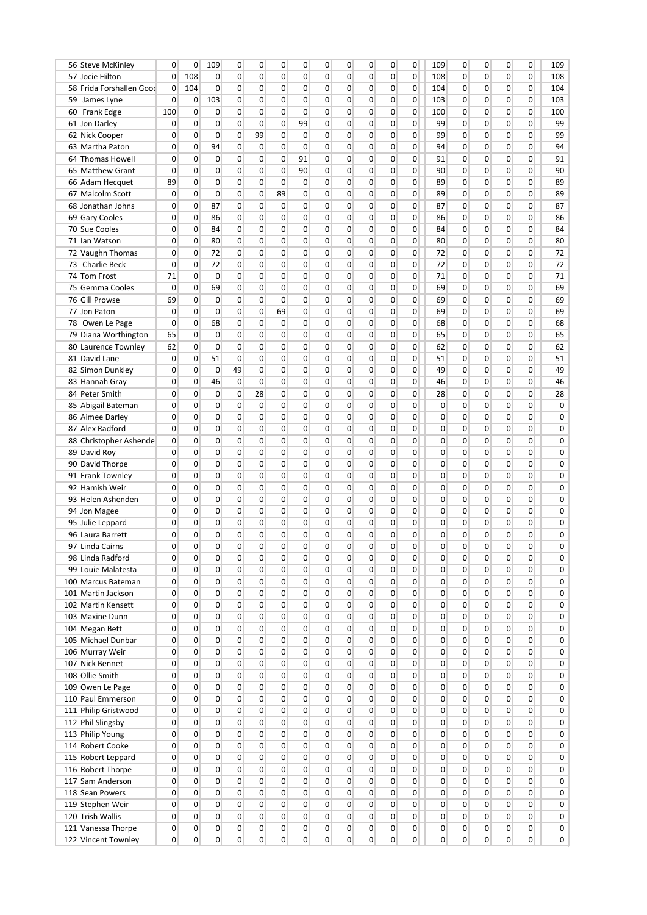| | | | | | | | | | | | | | | | | | | | | |
|---|---|---|---|---|---|---|---|---|---|---|---|---|---|---|---|---|---|---|---|---|
| 56 | Steve McKinley | 0 | 0 | 109 | 0 | 0 | 0 | 0 | 0 | 0 | 0 | 0 | 0 | 109 | 0 | 0 | 0 | 0 | 0 | 109 |
| 57 | Jocie Hilton | 0 | 108 | 0 | 0 | 0 | 0 | 0 | 0 | 0 | 0 | 0 | 0 | 108 | 0 | 0 | 0 | 0 | 0 | 108 |
| 58 | Frida Forshallen Gooc | 0 | 104 | 0 | 0 | 0 | 0 | 0 | 0 | 0 | 0 | 0 | 0 | 104 | 0 | 0 | 0 | 0 | 0 | 104 |
| 59 | James Lyne | 0 | 0 | 103 | 0 | 0 | 0 | 0 | 0 | 0 | 0 | 0 | 0 | 103 | 0 | 0 | 0 | 0 | 0 | 103 |
| 60 | Frank Edge | 100 | 0 | 0 | 0 | 0 | 0 | 0 | 0 | 0 | 0 | 0 | 0 | 100 | 0 | 0 | 0 | 0 | 0 | 100 |
| 61 | Jon Darley | 0 | 0 | 0 | 0 | 0 | 0 | 99 | 0 | 0 | 0 | 0 | 0 | 99 | 0 | 0 | 0 | 0 | 0 | 99 |
| 62 | Nick Cooper | 0 | 0 | 0 | 0 | 99 | 0 | 0 | 0 | 0 | 0 | 0 | 0 | 99 | 0 | 0 | 0 | 0 | 0 | 99 |
| 63 | Martha Paton | 0 | 0 | 94 | 0 | 0 | 0 | 0 | 0 | 0 | 0 | 0 | 0 | 94 | 0 | 0 | 0 | 0 | 0 | 94 |
| 64 | Thomas Howell | 0 | 0 | 0 | 0 | 0 | 0 | 91 | 0 | 0 | 0 | 0 | 0 | 91 | 0 | 0 | 0 | 0 | 0 | 91 |
| 65 | Matthew Grant | 0 | 0 | 0 | 0 | 0 | 0 | 90 | 0 | 0 | 0 | 0 | 0 | 90 | 0 | 0 | 0 | 0 | 0 | 90 |
| 66 | Adam Hecquet | 89 | 0 | 0 | 0 | 0 | 0 | 0 | 0 | 0 | 0 | 0 | 0 | 89 | 0 | 0 | 0 | 0 | 0 | 89 |
| 67 | Malcolm Scott | 0 | 0 | 0 | 0 | 0 | 89 | 0 | 0 | 0 | 0 | 0 | 0 | 89 | 0 | 0 | 0 | 0 | 0 | 89 |
| 68 | Jonathan Johns | 0 | 0 | 87 | 0 | 0 | 0 | 0 | 0 | 0 | 0 | 0 | 0 | 87 | 0 | 0 | 0 | 0 | 0 | 87 |
| 69 | Gary Cooles | 0 | 0 | 86 | 0 | 0 | 0 | 0 | 0 | 0 | 0 | 0 | 0 | 86 | 0 | 0 | 0 | 0 | 0 | 86 |
| 70 | Sue Cooles | 0 | 0 | 84 | 0 | 0 | 0 | 0 | 0 | 0 | 0 | 0 | 0 | 84 | 0 | 0 | 0 | 0 | 0 | 84 |
| 71 | Ian Watson | 0 | 0 | 80 | 0 | 0 | 0 | 0 | 0 | 0 | 0 | 0 | 0 | 80 | 0 | 0 | 0 | 0 | 0 | 80 |
| 72 | Vaughn Thomas | 0 | 0 | 72 | 0 | 0 | 0 | 0 | 0 | 0 | 0 | 0 | 0 | 72 | 0 | 0 | 0 | 0 | 0 | 72 |
| 73 | Charlie Beck | 0 | 0 | 72 | 0 | 0 | 0 | 0 | 0 | 0 | 0 | 0 | 0 | 72 | 0 | 0 | 0 | 0 | 0 | 72 |
| 74 | Tom Frost | 71 | 0 | 0 | 0 | 0 | 0 | 0 | 0 | 0 | 0 | 0 | 0 | 71 | 0 | 0 | 0 | 0 | 0 | 71 |
| 75 | Gemma Cooles | 0 | 0 | 69 | 0 | 0 | 0 | 0 | 0 | 0 | 0 | 0 | 0 | 69 | 0 | 0 | 0 | 0 | 0 | 69 |
| 76 | Gill Prowse | 69 | 0 | 0 | 0 | 0 | 0 | 0 | 0 | 0 | 0 | 0 | 0 | 69 | 0 | 0 | 0 | 0 | 0 | 69 |
| 77 | Jon Paton | 0 | 0 | 0 | 0 | 0 | 69 | 0 | 0 | 0 | 0 | 0 | 0 | 69 | 0 | 0 | 0 | 0 | 0 | 69 |
| 78 | Owen Le Page | 0 | 0 | 68 | 0 | 0 | 0 | 0 | 0 | 0 | 0 | 0 | 0 | 68 | 0 | 0 | 0 | 0 | 0 | 68 |
| 79 | Diana Worthington | 65 | 0 | 0 | 0 | 0 | 0 | 0 | 0 | 0 | 0 | 0 | 0 | 65 | 0 | 0 | 0 | 0 | 0 | 65 |
| 80 | Laurence Townley | 62 | 0 | 0 | 0 | 0 | 0 | 0 | 0 | 0 | 0 | 0 | 0 | 62 | 0 | 0 | 0 | 0 | 0 | 62 |
| 81 | David Lane | 0 | 0 | 51 | 0 | 0 | 0 | 0 | 0 | 0 | 0 | 0 | 0 | 51 | 0 | 0 | 0 | 0 | 0 | 51 |
| 82 | Simon Dunkley | 0 | 0 | 0 | 49 | 0 | 0 | 0 | 0 | 0 | 0 | 0 | 0 | 49 | 0 | 0 | 0 | 0 | 0 | 49 |
| 83 | Hannah Gray | 0 | 0 | 46 | 0 | 0 | 0 | 0 | 0 | 0 | 0 | 0 | 0 | 46 | 0 | 0 | 0 | 0 | 0 | 46 |
| 84 | Peter Smith | 0 | 0 | 0 | 0 | 28 | 0 | 0 | 0 | 0 | 0 | 0 | 0 | 28 | 0 | 0 | 0 | 0 | 0 | 28 |
| 85 | Abigail Bateman | 0 | 0 | 0 | 0 | 0 | 0 | 0 | 0 | 0 | 0 | 0 | 0 | 0 | 0 | 0 | 0 | 0 | 0 | 0 |
| 86 | Aimee Darley | 0 | 0 | 0 | 0 | 0 | 0 | 0 | 0 | 0 | 0 | 0 | 0 | 0 | 0 | 0 | 0 | 0 | 0 | 0 |
| 87 | Alex Radford | 0 | 0 | 0 | 0 | 0 | 0 | 0 | 0 | 0 | 0 | 0 | 0 | 0 | 0 | 0 | 0 | 0 | 0 | 0 |
| 88 | Christopher Ashende | 0 | 0 | 0 | 0 | 0 | 0 | 0 | 0 | 0 | 0 | 0 | 0 | 0 | 0 | 0 | 0 | 0 | 0 | 0 |
| 89 | David Roy | 0 | 0 | 0 | 0 | 0 | 0 | 0 | 0 | 0 | 0 | 0 | 0 | 0 | 0 | 0 | 0 | 0 | 0 | 0 |
| 90 | David Thorpe | 0 | 0 | 0 | 0 | 0 | 0 | 0 | 0 | 0 | 0 | 0 | 0 | 0 | 0 | 0 | 0 | 0 | 0 | 0 |
| 91 | Frank Townley | 0 | 0 | 0 | 0 | 0 | 0 | 0 | 0 | 0 | 0 | 0 | 0 | 0 | 0 | 0 | 0 | 0 | 0 | 0 |
| 92 | Hamish Weir | 0 | 0 | 0 | 0 | 0 | 0 | 0 | 0 | 0 | 0 | 0 | 0 | 0 | 0 | 0 | 0 | 0 | 0 | 0 |
| 93 | Helen Ashenden | 0 | 0 | 0 | 0 | 0 | 0 | 0 | 0 | 0 | 0 | 0 | 0 | 0 | 0 | 0 | 0 | 0 | 0 | 0 |
| 94 | Jon Magee | 0 | 0 | 0 | 0 | 0 | 0 | 0 | 0 | 0 | 0 | 0 | 0 | 0 | 0 | 0 | 0 | 0 | 0 | 0 |
| 95 | Julie Leppard | 0 | 0 | 0 | 0 | 0 | 0 | 0 | 0 | 0 | 0 | 0 | 0 | 0 | 0 | 0 | 0 | 0 | 0 | 0 |
| 96 | Laura Barrett | 0 | 0 | 0 | 0 | 0 | 0 | 0 | 0 | 0 | 0 | 0 | 0 | 0 | 0 | 0 | 0 | 0 | 0 | 0 |
| 97 | Linda Cairns | 0 | 0 | 0 | 0 | 0 | 0 | 0 | 0 | 0 | 0 | 0 | 0 | 0 | 0 | 0 | 0 | 0 | 0 | 0 |
| 98 | Linda Radford | 0 | 0 | 0 | 0 | 0 | 0 | 0 | 0 | 0 | 0 | 0 | 0 | 0 | 0 | 0 | 0 | 0 | 0 | 0 |
| 99 | Louie Malatesta | 0 | 0 | 0 | 0 | 0 | 0 | 0 | 0 | 0 | 0 | 0 | 0 | 0 | 0 | 0 | 0 | 0 | 0 | 0 |
| 100 | Marcus Bateman | 0 | 0 | 0 | 0 | 0 | 0 | 0 | 0 | 0 | 0 | 0 | 0 | 0 | 0 | 0 | 0 | 0 | 0 | 0 |
| 101 | Martin Jackson | 0 | 0 | 0 | 0 | 0 | 0 | 0 | 0 | 0 | 0 | 0 | 0 | 0 | 0 | 0 | 0 | 0 | 0 | 0 |
| 102 | Martin Kensett | 0 | 0 | 0 | 0 | 0 | 0 | 0 | 0 | 0 | 0 | 0 | 0 | 0 | 0 | 0 | 0 | 0 | 0 | 0 |
| 103 | Maxine Dunn | 0 | 0 | 0 | 0 | 0 | 0 | 0 | 0 | 0 | 0 | 0 | 0 | 0 | 0 | 0 | 0 | 0 | 0 | 0 |
| 104 | Megan Bett | 0 | 0 | 0 | 0 | 0 | 0 | 0 | 0 | 0 | 0 | 0 | 0 | 0 | 0 | 0 | 0 | 0 | 0 | 0 |
| 105 | Michael Dunbar | 0 | 0 | 0 | 0 | 0 | 0 | 0 | 0 | 0 | 0 | 0 | 0 | 0 | 0 | 0 | 0 | 0 | 0 | 0 |
| 106 | Murray Weir | 0 | 0 | 0 | 0 | 0 | 0 | 0 | 0 | 0 | 0 | 0 | 0 | 0 | 0 | 0 | 0 | 0 | 0 | 0 |
| 107 | Nick Bennet | 0 | 0 | 0 | 0 | 0 | 0 | 0 | 0 | 0 | 0 | 0 | 0 | 0 | 0 | 0 | 0 | 0 | 0 | 0 |
| 108 | Ollie Smith | 0 | 0 | 0 | 0 | 0 | 0 | 0 | 0 | 0 | 0 | 0 | 0 | 0 | 0 | 0 | 0 | 0 | 0 | 0 |
| 109 | Owen Le Page | 0 | 0 | 0 | 0 | 0 | 0 | 0 | 0 | 0 | 0 | 0 | 0 | 0 | 0 | 0 | 0 | 0 | 0 | 0 |
| 110 | Paul Emmerson | 0 | 0 | 0 | 0 | 0 | 0 | 0 | 0 | 0 | 0 | 0 | 0 | 0 | 0 | 0 | 0 | 0 | 0 | 0 |
| 111 | Philip Gristwood | 0 | 0 | 0 | 0 | 0 | 0 | 0 | 0 | 0 | 0 | 0 | 0 | 0 | 0 | 0 | 0 | 0 | 0 | 0 |
| 112 | Phil Slingsby | 0 | 0 | 0 | 0 | 0 | 0 | 0 | 0 | 0 | 0 | 0 | 0 | 0 | 0 | 0 | 0 | 0 | 0 | 0 |
| 113 | Philip Young | 0 | 0 | 0 | 0 | 0 | 0 | 0 | 0 | 0 | 0 | 0 | 0 | 0 | 0 | 0 | 0 | 0 | 0 | 0 |
| 114 | Robert Cooke | 0 | 0 | 0 | 0 | 0 | 0 | 0 | 0 | 0 | 0 | 0 | 0 | 0 | 0 | 0 | 0 | 0 | 0 | 0 |
| 115 | Robert Leppard | 0 | 0 | 0 | 0 | 0 | 0 | 0 | 0 | 0 | 0 | 0 | 0 | 0 | 0 | 0 | 0 | 0 | 0 | 0 |
| 116 | Robert Thorpe | 0 | 0 | 0 | 0 | 0 | 0 | 0 | 0 | 0 | 0 | 0 | 0 | 0 | 0 | 0 | 0 | 0 | 0 | 0 |
| 117 | Sam Anderson | 0 | 0 | 0 | 0 | 0 | 0 | 0 | 0 | 0 | 0 | 0 | 0 | 0 | 0 | 0 | 0 | 0 | 0 | 0 |
| 118 | Sean Powers | 0 | 0 | 0 | 0 | 0 | 0 | 0 | 0 | 0 | 0 | 0 | 0 | 0 | 0 | 0 | 0 | 0 | 0 | 0 |
| 119 | Stephen Weir | 0 | 0 | 0 | 0 | 0 | 0 | 0 | 0 | 0 | 0 | 0 | 0 | 0 | 0 | 0 | 0 | 0 | 0 | 0 |
| 120 | Trish Wallis | 0 | 0 | 0 | 0 | 0 | 0 | 0 | 0 | 0 | 0 | 0 | 0 | 0 | 0 | 0 | 0 | 0 | 0 | 0 |
| 121 | Vanessa Thorpe | 0 | 0 | 0 | 0 | 0 | 0 | 0 | 0 | 0 | 0 | 0 | 0 | 0 | 0 | 0 | 0 | 0 | 0 | 0 |
| 122 | Vincent Townley | 0 | 0 | 0 | 0 | 0 | 0 | 0 | 0 | 0 | 0 | 0 | 0 | 0 | 0 | 0 | 0 | 0 | 0 | 0 |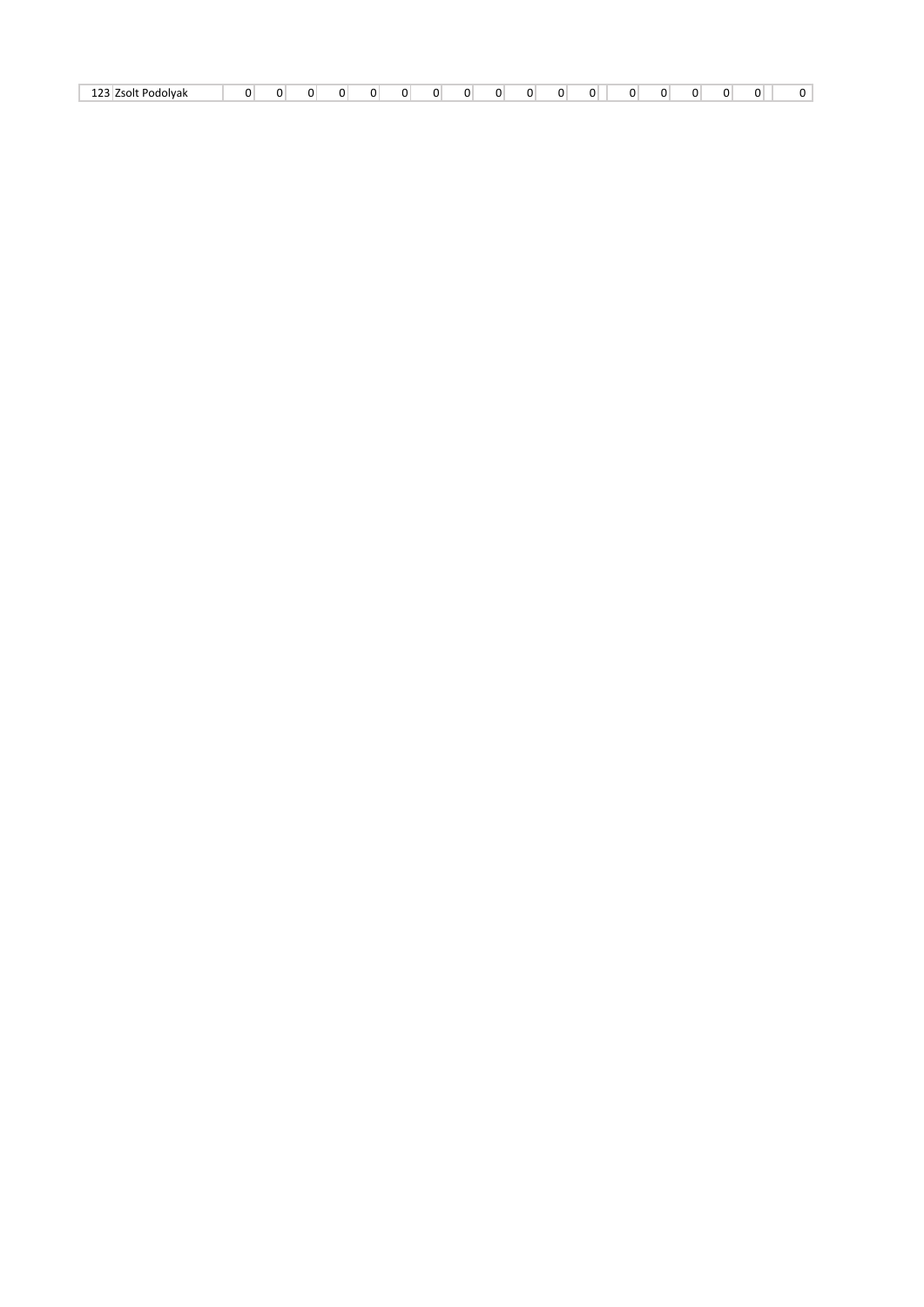| | | | | | | | | | | | | | | | | | | | | | |
|---|---|---|---|---|---|---|---|---|---|---|---|---|---|---|---|---|---|---|---|---|---|
| 123 | Zsolt Podolyak | 0 | 0 | 0 | 0 | 0 | 0 | 0 | 0 | 0 | 0 | 0 | 0 | | 0 | 0 | 0 | 0 | 0 | | 0 |